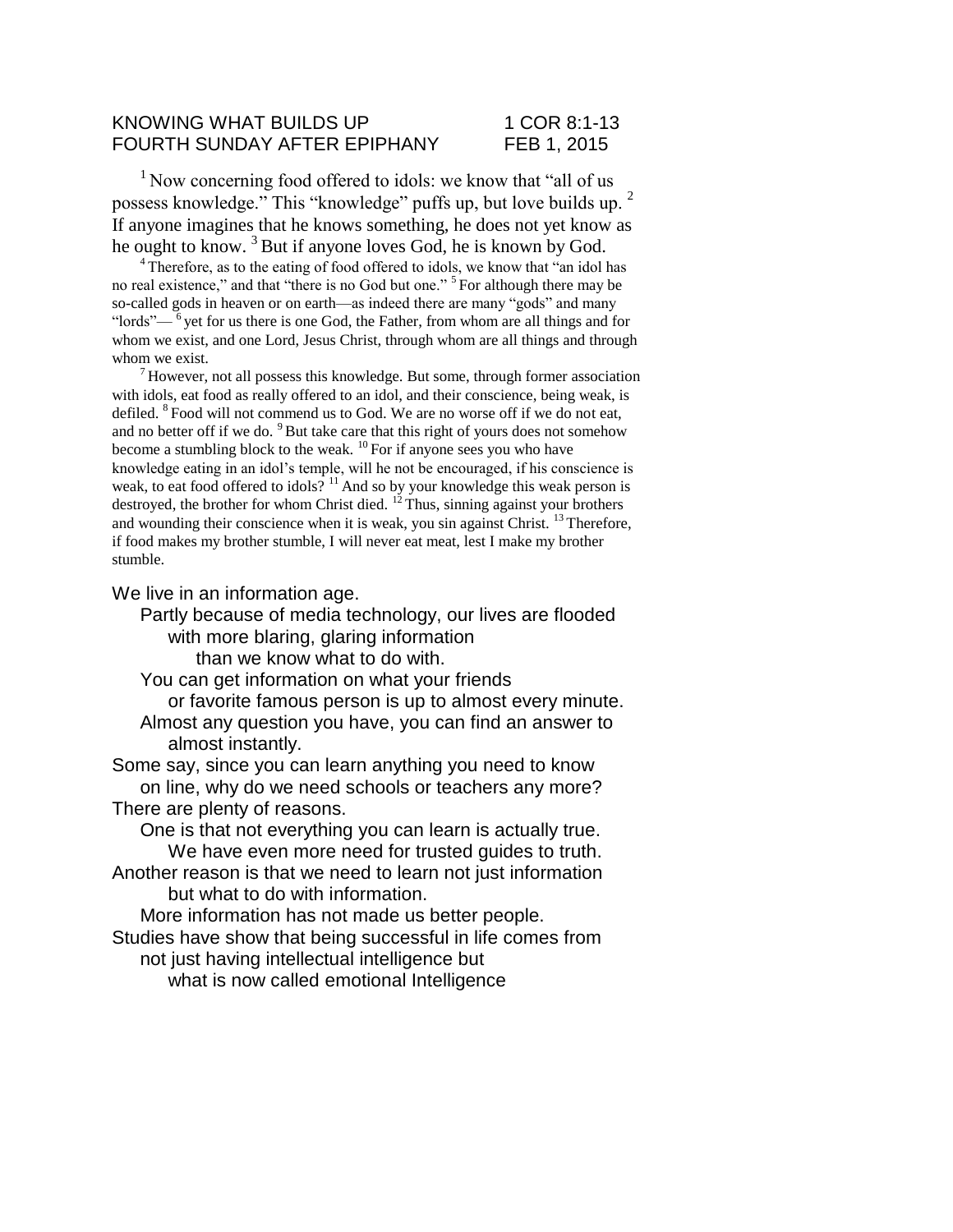KNOWING WHAT BUILDS UP 1 COR 8:1-13
FOURTH SUNDAY AFTER EPIPHANY FEB 1, 2015

[1] Now concerning food offered to idols: we know that "all of us possess knowledge." This "knowledge" puffs up, but love builds up. [2] If anyone imagines that he knows something, he does not yet know as he ought to know. [3] But if anyone loves God, he is known by God.

[4] Therefore, as to the eating of food offered to idols, we know that "an idol has no real existence," and that "there is no God but one." [5] For although there may be so-called gods in heaven or on earth—as indeed there are many "gods" and many "lords"— [6] yet for us there is one God, the Father, from whom are all things and for whom we exist, and one Lord, Jesus Christ, through whom are all things and through whom we exist.

[7] However, not all possess this knowledge. But some, through former association with idols, eat food as really offered to an idol, and their conscience, being weak, is defiled. [8] Food will not commend us to God. We are no worse off if we do not eat, and no better off if we do. [9] But take care that this right of yours does not somehow become a stumbling block to the weak. [10] For if anyone sees you who have knowledge eating in an idol's temple, will he not be encouraged, if his conscience is weak, to eat food offered to idols? [11] And so by your knowledge this weak person is destroyed, the brother for whom Christ died. [12] Thus, sinning against your brothers and wounding their conscience when it is weak, you sin against Christ. [13] Therefore, if food makes my brother stumble, I will never eat meat, lest I make my brother stumble.

We live in an information age.
Partly because of media technology, our lives are flooded with more blaring, glaring information than we know what to do with.
You can get information on what your friends or favorite famous person is up to almost every minute.
Almost any question you have, you can find an answer to almost instantly.
Some say, since you can learn anything you need to know on line, why do we need schools or teachers any more?
There are plenty of reasons.
One is that not everything you can learn is actually true.
We have even more need for trusted guides to truth.
Another reason is that we need to learn not just information but what to do with information.
More information has not made us better people.
Studies have show that being successful in life comes from not just having intellectual intelligence but what is now called emotional Intelligence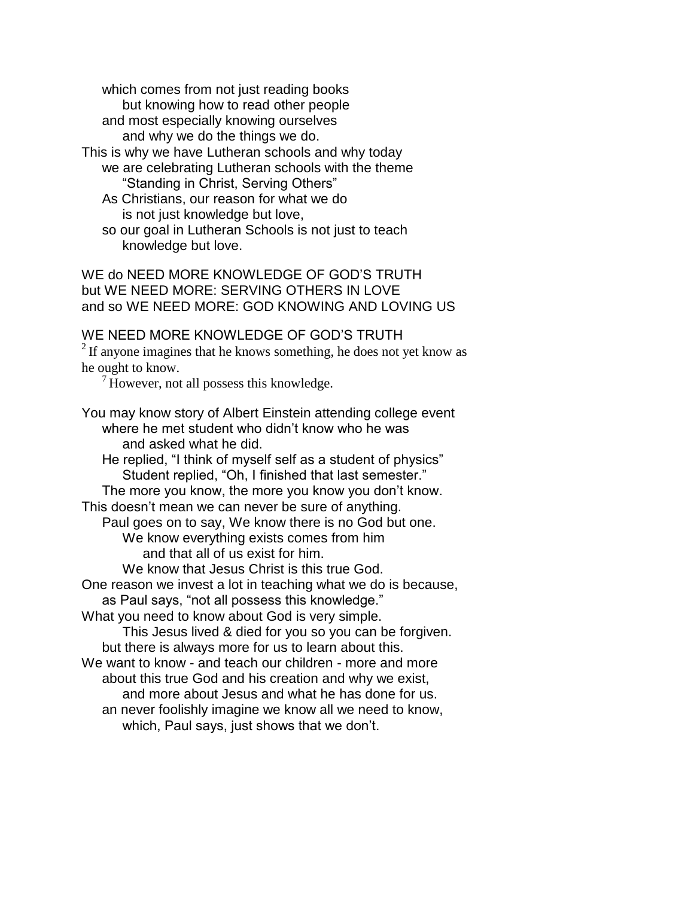which comes from not just reading books
but knowing how to read other people
and most especially knowing ourselves
and why we do the things we do.
This is why we have Lutheran schools and why today
we are celebrating Lutheran schools with the theme
"Standing in Christ, Serving Others"
As Christians, our reason for what we do
is not just knowledge but love,
so our goal in Lutheran Schools is not just to teach
knowledge but love.

WE do NEED MORE KNOWLEDGE OF GOD'S TRUTH
but WE NEED MORE: SERVING OTHERS IN LOVE
and so WE NEED MORE: GOD KNOWING AND LOVING US

WE NEED MORE KNOWLEDGE OF GOD'S TRUTH

[2] If anyone imagines that he knows something, he does not yet know as he ought to know.

[7] However, not all possess this knowledge.

You may know story of Albert Einstein attending college event
where he met student who didn't know who he was
and asked what he did.
He replied, "I think of myself self as a student of physics"
Student replied, "Oh, I finished that last semester."
The more you know, the more you know you don't know.
This doesn't mean we can never be sure of anything.
Paul goes on to say, We know there is no God but one.
We know everything exists comes from him
and that all of us exist for him.
We know that Jesus Christ is this true God.
One reason we invest a lot in teaching what we do is because,
as Paul says, "not all possess this knowledge."
What you need to know about God is very simple.
This Jesus lived & died for you so you can be forgiven.
but there is always more for us to learn about this.
We want to know - and teach our children - more and more
about this true God and his creation and why we exist,
and more about Jesus and what he has done for us.
an never foolishly imagine we know all we need to know,
which, Paul says, just shows that we don't.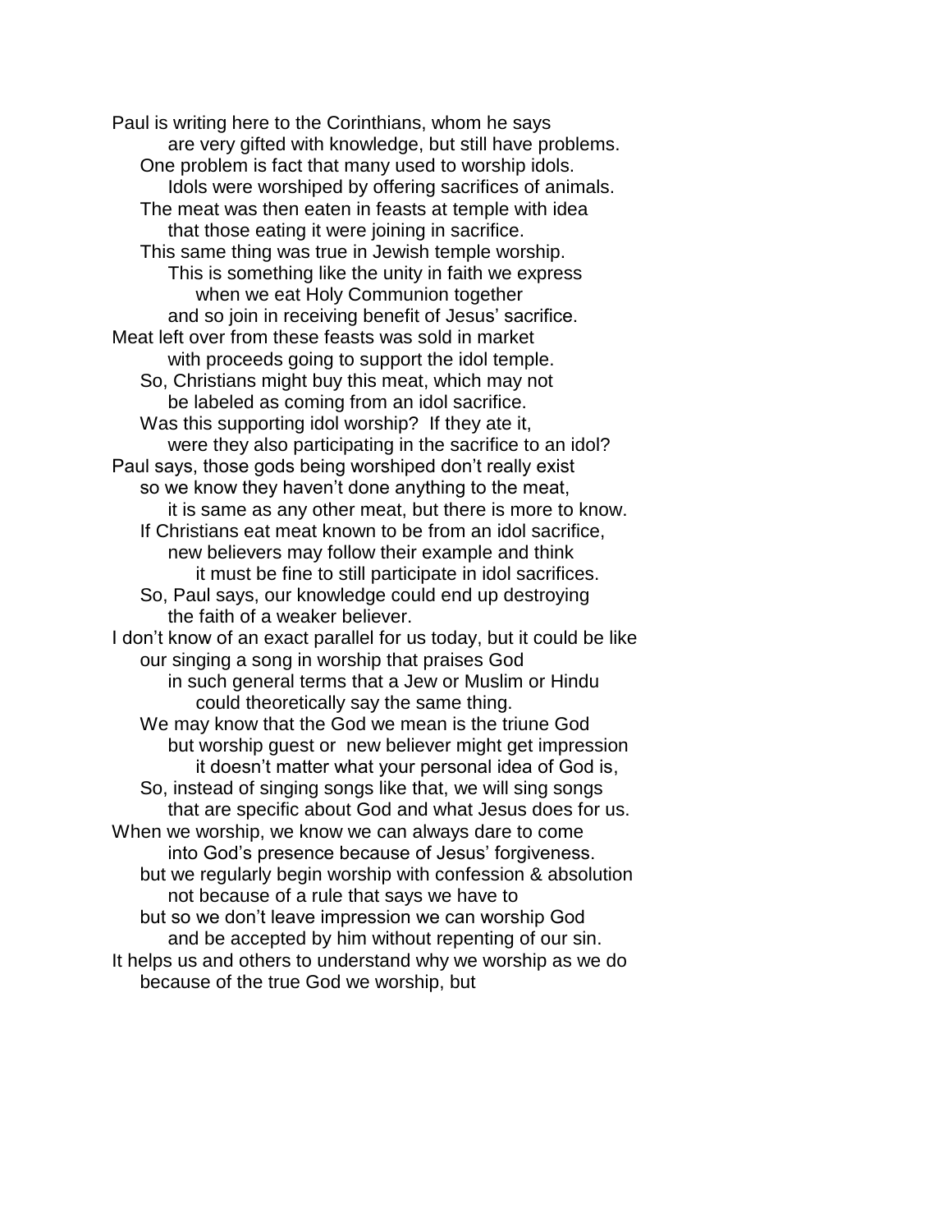Paul is writing here to the Corinthians, whom he says
are very gifted with knowledge, but still have problems.
One problem is fact that many used to worship idols.
Idols were worshiped by offering sacrifices of animals.
The meat was then eaten in feasts at temple with idea
that those eating it were joining in sacrifice.
This same thing was true in Jewish temple worship.
This is something like the unity in faith we express
when we eat Holy Communion together
and so join in receiving benefit of Jesus' sacrifice.

Meat left over from these feasts was sold in market
with proceeds going to support the idol temple.
So, Christians might buy this meat, which may not
be labeled as coming from an idol sacrifice.
Was this supporting idol worship? If they ate it,
were they also participating in the sacrifice to an idol?

Paul says, those gods being worshiped don't really exist
so we know they haven't done anything to the meat,
it is same as any other meat, but there is more to know.
If Christians eat meat known to be from an idol sacrifice,
new believers may follow their example and think
it must be fine to still participate in idol sacrifices.
So, Paul says, our knowledge could end up destroying
the faith of a weaker believer.

I don't know of an exact parallel for us today, but it could be like
our singing a song in worship that praises God
in such general terms that a Jew or Muslim or Hindu
could theoretically say the same thing.
We may know that the God we mean is the triune God
but worship guest or new believer might get impression
it doesn't matter what your personal idea of God is,
So, instead of singing songs like that, we will sing songs
that are specific about God and what Jesus does for us.

When we worship, we know we can always dare to come
into God's presence because of Jesus' forgiveness.
but we regularly begin worship with confession & absolution
not because of a rule that says we have to
but so we don't leave impression we can worship God
and be accepted by him without repenting of our sin.

It helps us and others to understand why we worship as we do
because of the true God we worship, but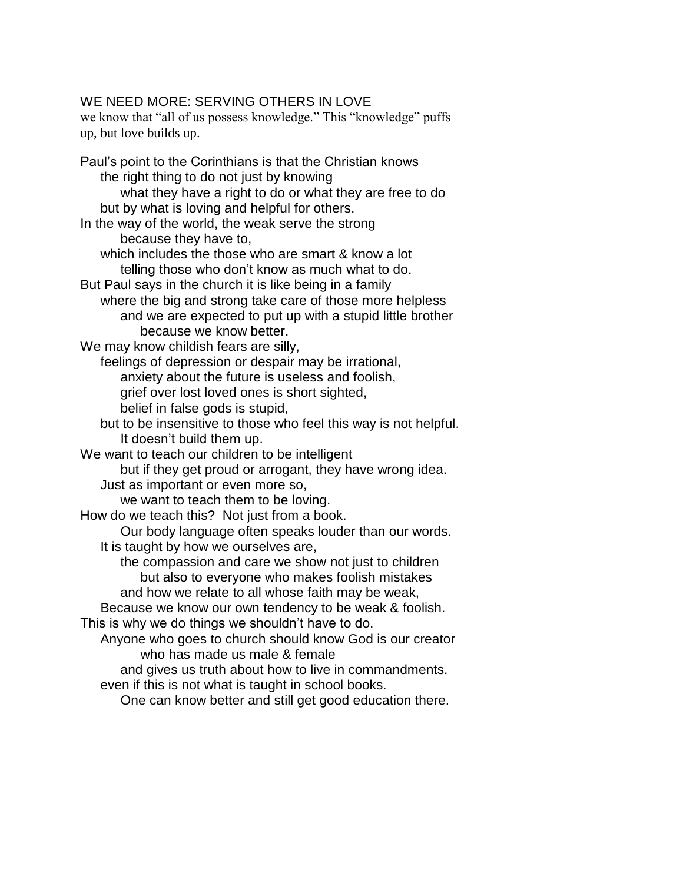WE NEED MORE: SERVING OTHERS IN LOVE

we know that "all of us possess knowledge." This "knowledge" puffs up, but love builds up.

Paul's point to the Corinthians is that the Christian knows
the right thing to do not just by knowing
what they have a right to do or what they are free to do
but by what is loving and helpful for others.
In the way of the world, the weak serve the strong
because they have to,
which includes the those who are smart & know a lot
telling those who don't know as much what to do.
But Paul says in the church it is like being in a family
where the big and strong take care of those more helpless
and we are expected to put up with a stupid little brother
because we know better.
We may know childish fears are silly,
feelings of depression or despair may be irrational,
anxiety about the future is useless and foolish,
grief over lost loved ones is short sighted,
belief in false gods is stupid,
but to be insensitive to those who feel this way is not helpful.
It doesn't build them up.
We want to teach our children to be intelligent
but if they get proud or arrogant, they have wrong idea.
Just as important or even more so,
we want to teach them to be loving.
How do we teach this? Not just from a book.
Our body language often speaks louder than our words.
It is taught by how we ourselves are,
the compassion and care we show not just to children
but also to everyone who makes foolish mistakes
and how we relate to all whose faith may be weak,
Because we know our own tendency to be weak & foolish.
This is why we do things we shouldn't have to do.
Anyone who goes to church should know God is our creator
who has made us male & female
and gives us truth about how to live in commandments.
even if this is not what is taught in school books.
One can know better and still get good education there.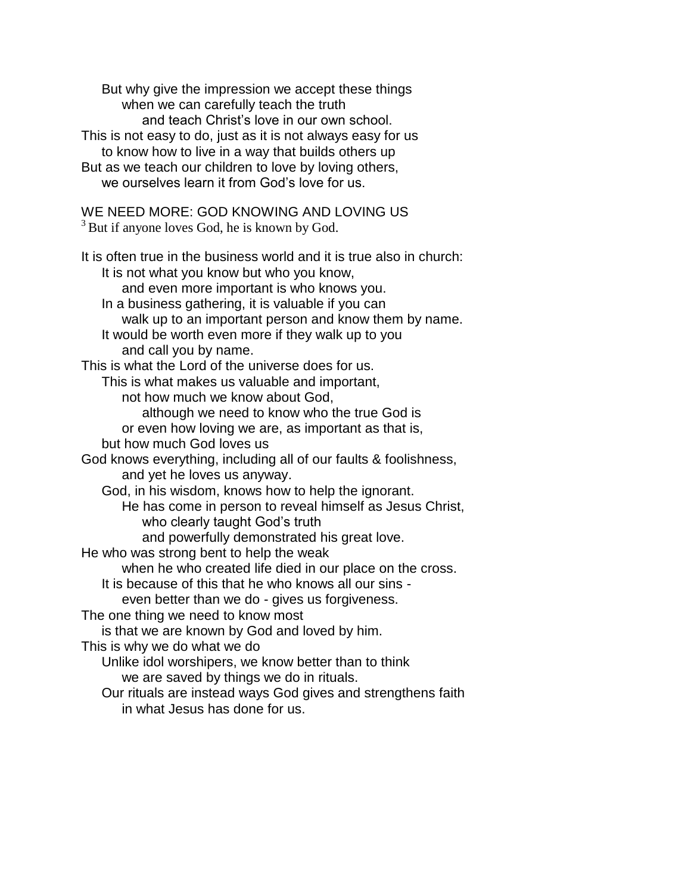But why give the impression we accept these things
when we can carefully teach the truth
and teach Christ's love in our own school.
This is not easy to do, just as it is not always easy for us
to know how to live in a way that builds others up
But as we teach our children to love by loving others,
we ourselves learn it from God's love for us.

WE NEED MORE: GOD KNOWING AND LOVING US

[3] But if anyone loves God, he is known by God.

It is often true in the business world and it is true also in church:
It is not what you know but who you know,
and even more important is who knows you.
In a business gathering, it is valuable if you can
walk up to an important person and know them by name.
It would be worth even more if they walk up to you
and call you by name.
This is what the Lord of the universe does for us.
This is what makes us valuable and important,
not how much we know about God,
although we need to know who the true God is
or even how loving we are, as important as that is,
but how much God loves us
God knows everything, including all of our faults & foolishness,
and yet he loves us anyway.
God, in his wisdom, knows how to help the ignorant.
He has come in person to reveal himself as Jesus Christ,
who clearly taught God's truth
and powerfully demonstrated his great love.
He who was strong bent to help the weak
when he who created life died in our place on the cross.
It is because of this that he who knows all our sins -
even better than we do - gives us forgiveness.
The one thing we need to know most
is that we are known by God and loved by him.
This is why we do what we do
Unlike idol worshipers, we know better than to think
we are saved by things we do in rituals.
Our rituals are instead ways God gives and strengthens faith
in what Jesus has done for us.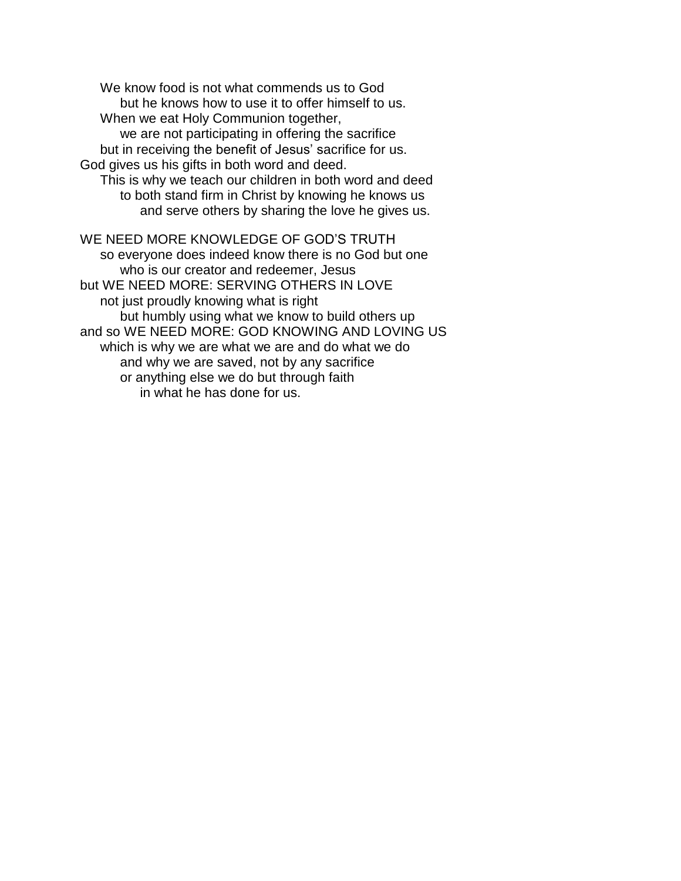We know food is not what commends us to God
but he knows how to use it to offer himself to us.
When we eat Holy Communion together,
we are not participating in offering the sacrifice
but in receiving the benefit of Jesus' sacrifice for us.
God gives us his gifts in both word and deed.
This is why we teach our children in both word and deed
to both stand firm in Christ by knowing he knows us
and serve others by sharing the love he gives us.

WE NEED MORE KNOWLEDGE OF GOD'S TRUTH
so everyone does indeed know there is no God but one
who is our creator and redeemer, Jesus
but WE NEED MORE: SERVING OTHERS IN LOVE
not just proudly knowing what is right
but humbly using what we know to build others up
and so WE NEED MORE: GOD KNOWING AND LOVING US
which is why we are what we are and do what we do
and why we are saved, not by any sacrifice
or anything else we do but through faith
in what he has done for us.